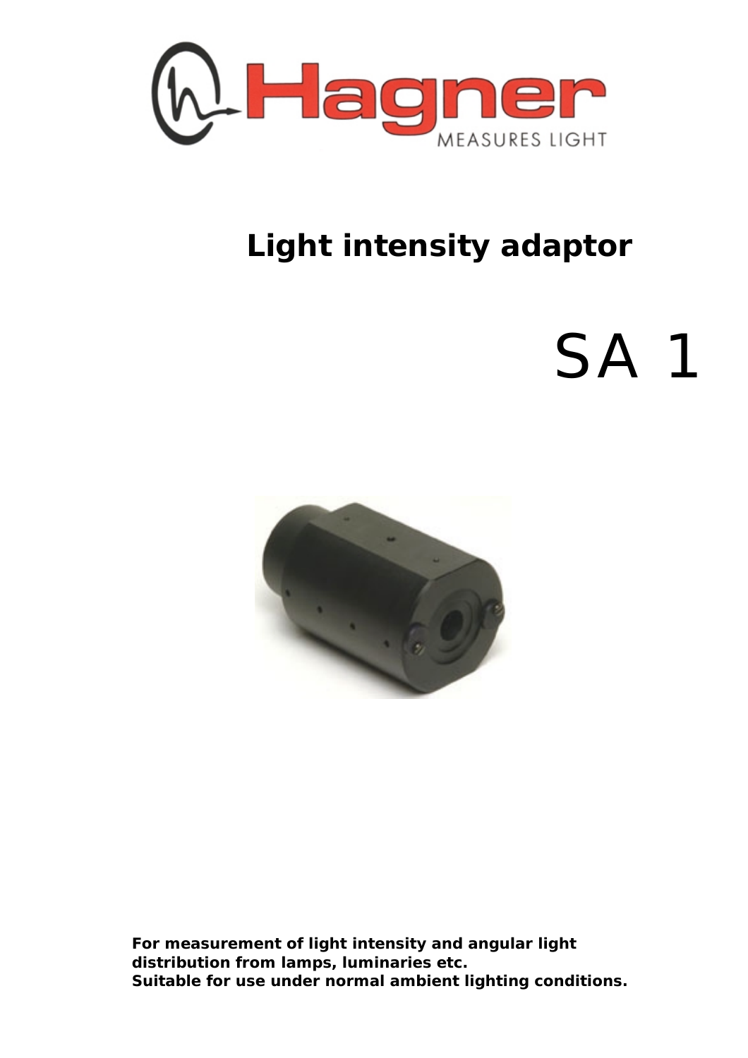Hagner

MEASURES LIGHT

# Light intensity adaptor

# SA 1

**For measurement of light intensity and angular light distribution from lamps, luminaries etc.**
**Suitable for use under normal ambient lighting conditions.**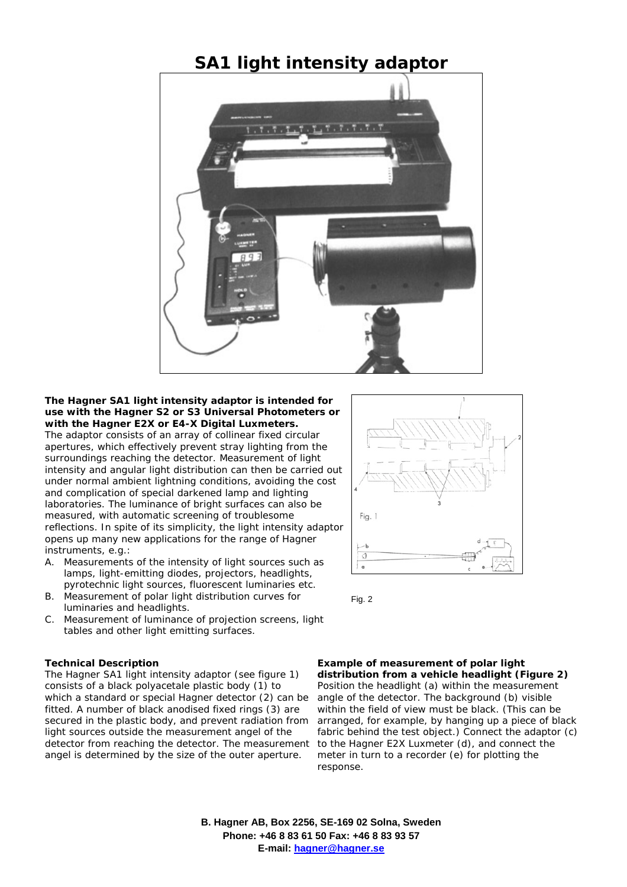# SA1 light intensity adaptor

**The Hagner SA1 light intensity adaptor is intended for use with the Hagner S2 or S3 Universal Photometers or with the Hagner E2X or E4-X Digital Luxmeters.**

The adaptor consists of an array of collinear fixed circular apertures, which effectively prevent stray lighting from the surroundings reaching the detector. Measurement of light intensity and angular light distribution can then be carried out under normal ambient lightning conditions, avoiding the cost and complication of special darkened lamp and lighting laboratories. The luminance of bright surfaces can also be measured, with automatic screening of troublesome reflections. In spite of its simplicity, the light intensity adaptor opens up many new applications for the range of Hagner instruments, e.g.:

A. Measurements of the intensity of light sources such as lamps, light-emitting diodes, projectors, headlights, pyrotechnic light sources, fluorescent luminaries etc.
B. Measurement of polar light distribution curves for luminaries and headlights.
C. Measurement of luminance of projection screens, light tables and other light emitting surfaces.

Fig. 1

Fig. 2

**Technical Description**

The Hagner SA1 light intensity adaptor (see figure 1) consists of a black polyacetale plastic body (1) to which a standard or special Hagner detector (2) can be fitted. A number of black anodised fixed rings (3) are secured in the plastic body, and prevent radiation from light sources outside the measurement angel of the detector from reaching the detector. The measurement angel is determined by the size of the outer aperture.

**Example of measurement of polar light distribution from a vehicle headlight (Figure 2)**

Position the headlight (a) within the measurement angle of the detector. The background (b) visible within the field of view must be black. (This can be arranged, for example, by hanging up a piece of black fabric behind the test object.) Connect the adaptor (c) to the Hagner E2X Luxmeter (d), and connect the meter in turn to a recorder (e) for plotting the response.

**B. Hagner AB, Box 2256, SE-169 02 Solna, Sweden**
**Phone: +46 8 83 61 50 Fax: +46 8 83 93 57**
**E-mail: hagner@hagner.se**